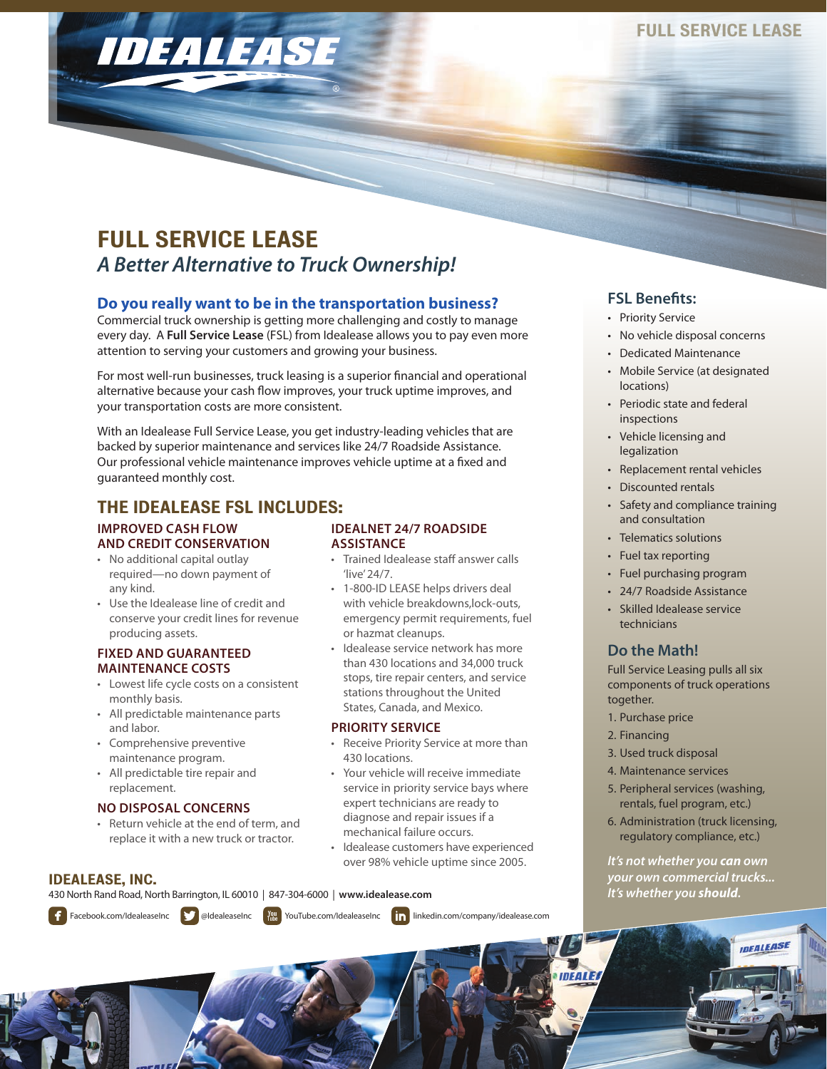IDEALEASE®

# FULL SERVICE LEASE

*A Better Alternative to Truck Ownership!*

## Do you really want to be in the transportation business?

Commercial truck ownership is getting more challenging and costly to manage every day. A **Full Service Lease** (FSL) from Idealease allows you to pay even more attention to serving your customers and growing your business.

For most well-run businesses, truck leasing is a superior financial and operational alternative because your cash flow improves, your truck uptime improves, and your transportation costs are more consistent.

With an Idealease Full Service Lease, you get industry-leading vehicles that are backed by superior maintenance and services like 24/7 Roadside Assistance. Our professional vehicle maintenance improves vehicle uptime at a fixed and guaranteed monthly cost.

## THE IDEALEASE FSL INCLUDES:

### IMPROVED CASH FLOW AND CREDIT CONSERVATION

- No additional capital outlay required—no down payment of any kind.
- Use the Idealease line of credit and conserve your credit lines for revenue producing assets.

### FIXED AND GUARANTEED MAINTENANCE COSTS

- Lowest life cycle costs on a consistent monthly basis.
- All predictable maintenance parts and labor.
- Comprehensive preventive maintenance program.
- All predictable tire repair and replacement.

### NO DISPOSAL CONCERNS

- Return vehicle at the end of term, and replace it with a new truck or tractor.

### IDEALNET 24/7 ROADSIDE ASSISTANCE

- Trained Idealease staff answer calls 'live' 24/7.
- 1-800-ID LEASE helps drivers deal with vehicle breakdowns,lock-outs, emergency permit requirements, fuel or hazmat cleanups.
- Idealease service network has more than 430 locations and 34,000 truck stops, tire repair centers, and service stations throughout the United States, Canada, and Mexico.

### PRIORITY SERVICE

- Receive Priority Service at more than 430 locations.
- Your vehicle will receive immediate service in priority service bays where expert technicians are ready to diagnose and repair issues if a mechanical failure occurs.
- Idealease customers have experienced over 98% vehicle uptime since 2005.

## FSL Benefits:

- Priority Service
- No vehicle disposal concerns
- Dedicated Maintenance
- Mobile Service (at designated locations)
- Periodic state and federal inspections
- Vehicle licensing and legalization
- Replacement rental vehicles
- Discounted rentals
- Safety and compliance training and consultation
- Telematics solutions
- Fuel tax reporting
- Fuel purchasing program
- 24/7 Roadside Assistance
- Skilled Idealease service technicians

## Do the Math!

Full Service Leasing pulls all six components of truck operations together.

1. Purchase price
2. Financing
3. Used truck disposal
4. Maintenance services
5. Peripheral services (washing, rentals, fuel program, etc.)
6. Administration (truck licensing, regulatory compliance, etc.)

***It's not whether you can own your own commercial trucks... It's whether you should.***

## IDEALEASE, INC.

430 North Rand Road, North Barrington, IL 60010 | 847-304-6000 | **www.idealease.com**

Facebook.com/IdealeaseInc | @IdealeaseInc | YouTube.com/IdealeaseInc | linkedin.com/company/idealease.com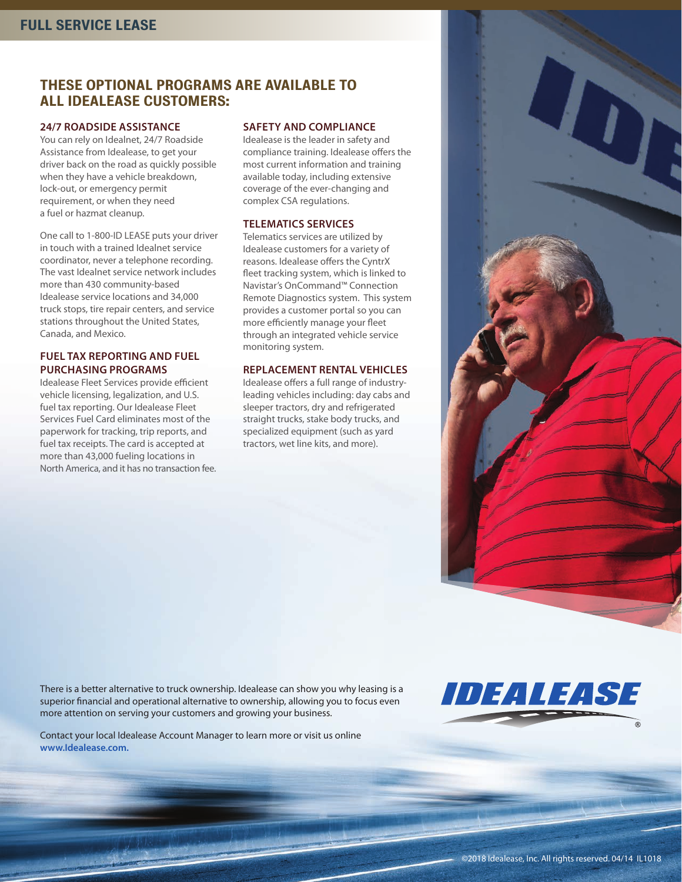# THESE OPTIONAL PROGRAMS ARE AVAILABLE TO ALL IDEALEASE CUSTOMERS:

### 24/7 ROADSIDE ASSISTANCE

You can rely on Idealnet, 24/7 Roadside Assistance from Idealease, to get your driver back on the road as quickly possible when they have a vehicle breakdown, lock-out, or emergency permit requirement, or when they need a fuel or hazmat cleanup.

One call to 1-800-ID LEASE puts your driver in touch with a trained Idealnet service coordinator, never a telephone recording. The vast Idealnet service network includes more than 430 community-based Idealease service locations and 34,000 truck stops, tire repair centers, and service stations throughout the United States, Canada, and Mexico.

### FUEL TAX REPORTING AND FUEL PURCHASING PROGRAMS

Idealease Fleet Services provide efficient vehicle licensing, legalization, and U.S. fuel tax reporting. Our Idealease Fleet Services Fuel Card eliminates most of the paperwork for tracking, trip reports, and fuel tax receipts. The card is accepted at more than 43,000 fueling locations in North America, and it has no transaction fee.

### SAFETY AND COMPLIANCE

Idealease is the leader in safety and compliance training. Idealease offers the most current information and training available today, including extensive coverage of the ever-changing and complex CSA regulations.

### TELEMATICS SERVICES

Telematics services are utilized by Idealease customers for a variety of reasons. Idealease offers the CyntrX fleet tracking system, which is linked to Navistar's OnCommand™ Connection Remote Diagnostics system. This system provides a customer portal so you can more efficiently manage your fleet through an integrated vehicle service monitoring system.

### REPLACEMENT RENTAL VEHICLES

Idealease offers a full range of industry-leading vehicles including: day cabs and sleeper tractors, dry and refrigerated straight trucks, stake body trucks, and specialized equipment (such as yard tractors, wet line kits, and more).

There is a better alternative to truck ownership. Idealease can show you why leasing is a superior financial and operational alternative to ownership, allowing you to focus even more attention on serving your customers and growing your business.

Contact your local Idealease Account Manager to learn more or visit us online **www.Idealease.com.**

IDEALEASE®

©2018 Idealease, Inc. All rights reserved. 04/14 IL1018